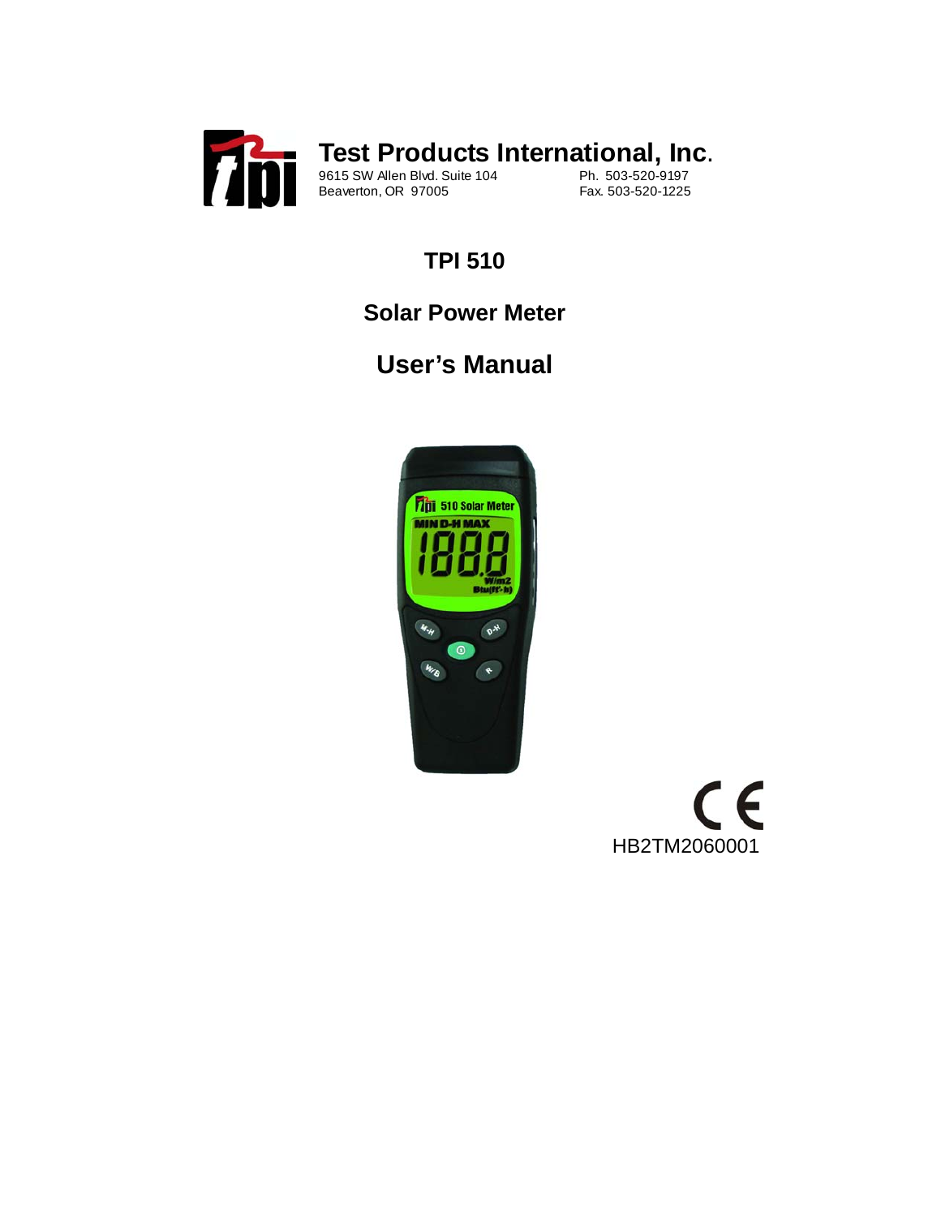**Test Products International, Inc.**

9615 SW Allen Blvd. Suite 104
Beaverton, OR 97005

Ph. 503-520-9197
Fax. 503-520-1225

# TPI 510

## Solar Power Meter

# User's Manual

HB2TM2060001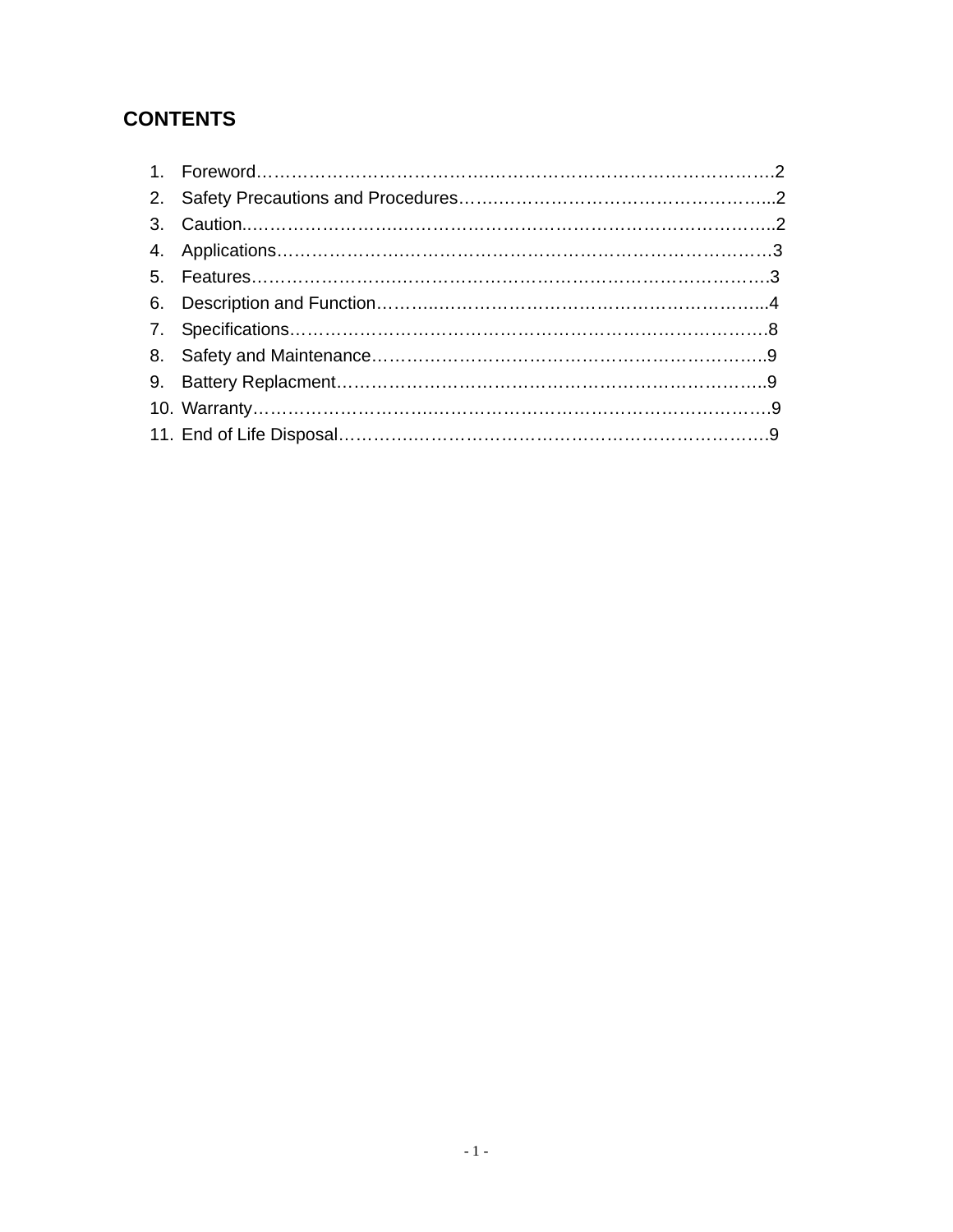# CONTENTS

1. Foreword……………………………………………………………………………….2
2. Safety Precautions and Procedures……………………………………………...2
3. Caution..…………………………………………………………………………….2
4. Applications……………………………………………………………………….3
5. Features…………………………………………………………………………….3
6. Description and Function………………………………………………………...4
7. Specifications……………………………………………………………………….8
8. Safety and Maintenance…………………………………………………………..9
9. Battery Replacment……………………………………………………………….9
10. Warranty…………………………………………………………………………….9
11. End of Life Disposal……………………………………………………………….9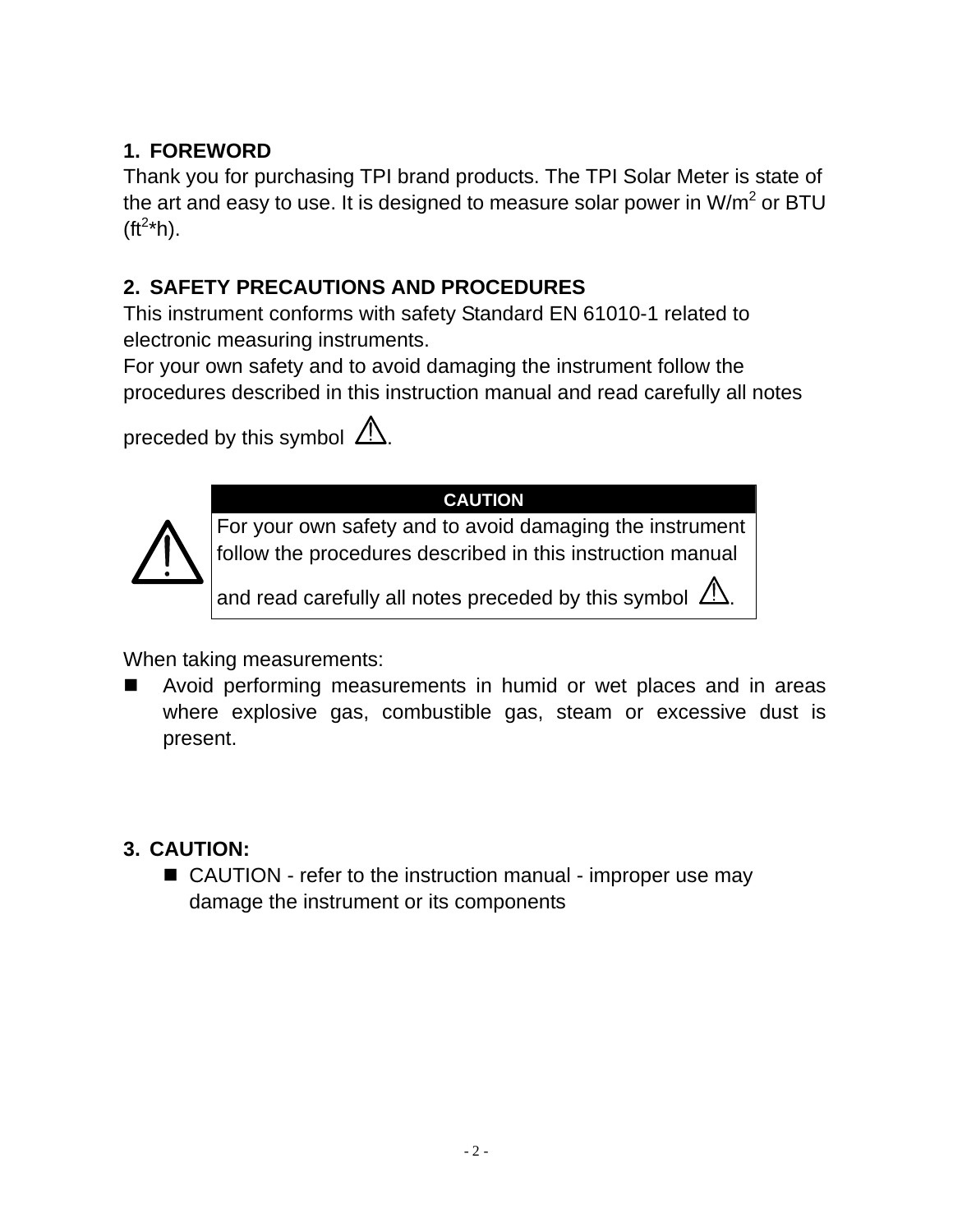## 1. FOREWORD

Thank you for purchasing TPI brand products. The TPI Solar Meter is state of the art and easy to use. It is designed to measure solar power in $W/m^2$ or BTU ($ft^2$*h).

## 2. SAFETY PRECAUTIONS AND PROCEDURES

This instrument conforms with safety Standard EN 61010-1 related to electronic measuring instruments.
For your own safety and to avoid damaging the instrument follow the procedures described in this instruction manual and read carefully all notes preceded by this symbol ⚠.

| CAUTION |
| --- |
| For your own safety and to avoid damaging the instrument follow the procedures described in this instruction manual and read carefully all notes preceded by this symbol ⚠. |

When taking measurements:

- Avoid performing measurements in humid or wet places and in areas where explosive gas, combustible gas, steam or excessive dust is present.

## 3. CAUTION:

- CAUTION - refer to the instruction manual - improper use may damage the instrument or its components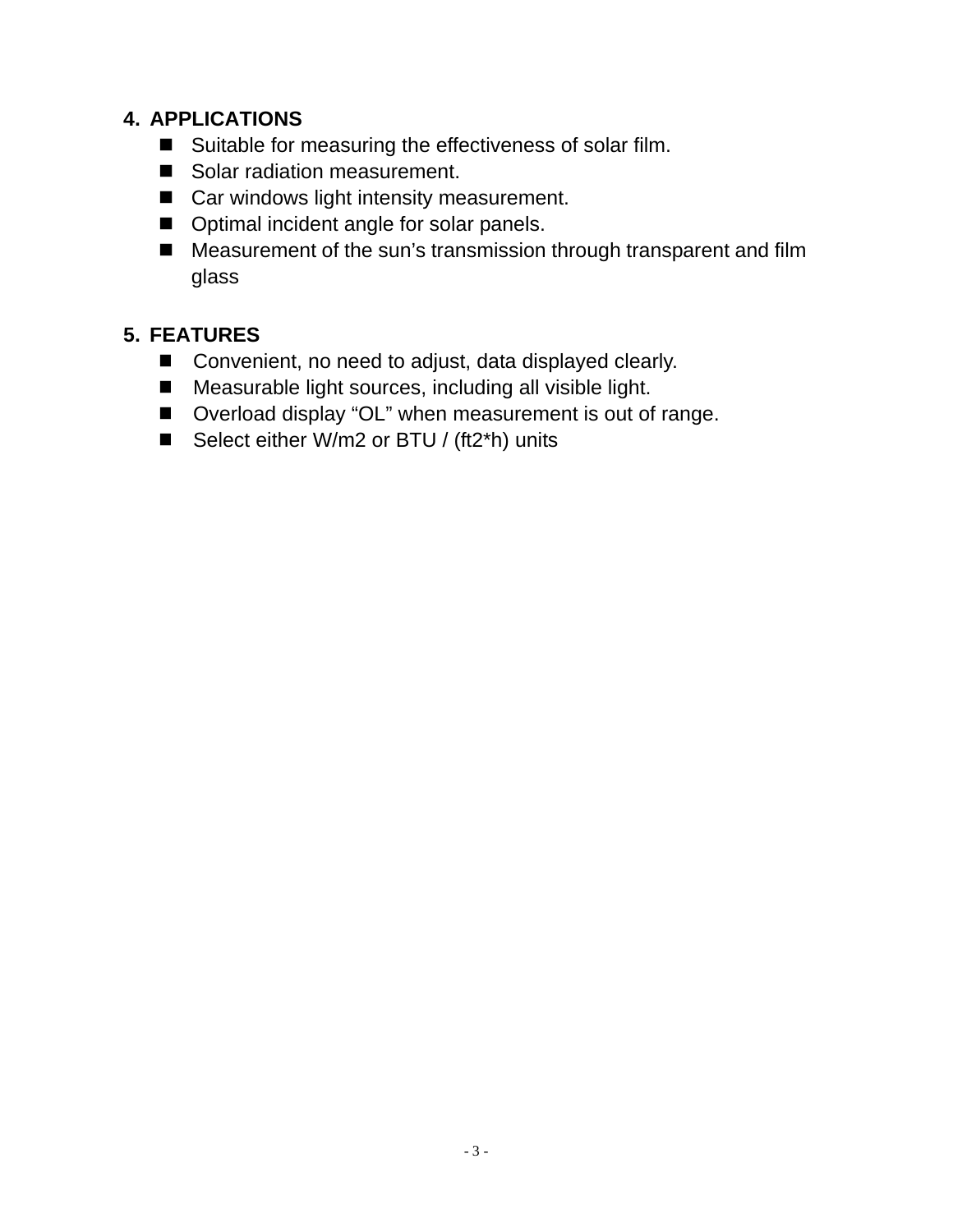## 4. APPLICATIONS

- Suitable for measuring the effectiveness of solar film.
- Solar radiation measurement.
- Car windows light intensity measurement.
- Optimal incident angle for solar panels.
- Measurement of the sun’s transmission through transparent and film glass

## 5. FEATURES

- Convenient, no need to adjust, data displayed clearly.
- Measurable light sources, including all visible light.
- Overload display “OL” when measurement is out of range.
- Select either W/m2 or BTU / (ft2*h) units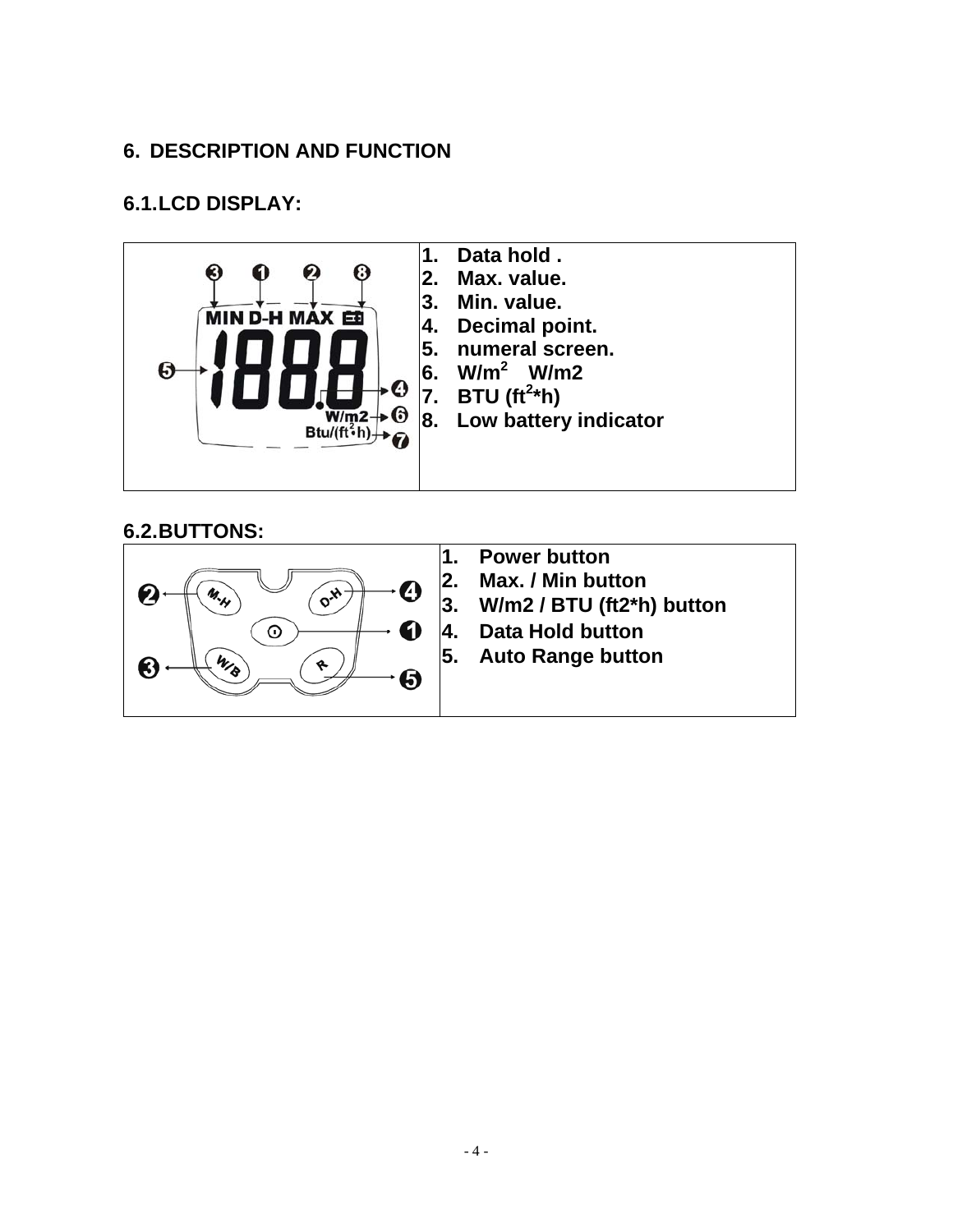## 6. DESCRIPTION AND FUNCTION

### 6.1. LCD DISPLAY:

| | |
|---|---|
| | 1. Data hold .<br>2. Max. value.<br>3. Min. value.<br>4. Decimal point.<br>5. numeral screen.<br>6. W/m$^2$ W/m2<br>7. BTU (ft$^2$*h)<br>8. Low battery indicator |

### 6.2. BUTTONS:

| | |
|---|---|
| | 1. Power button<br>2. Max. / Min button<br>3. W/m2 / BTU (ft2*h) button<br>4. Data Hold button<br>5. Auto Range button |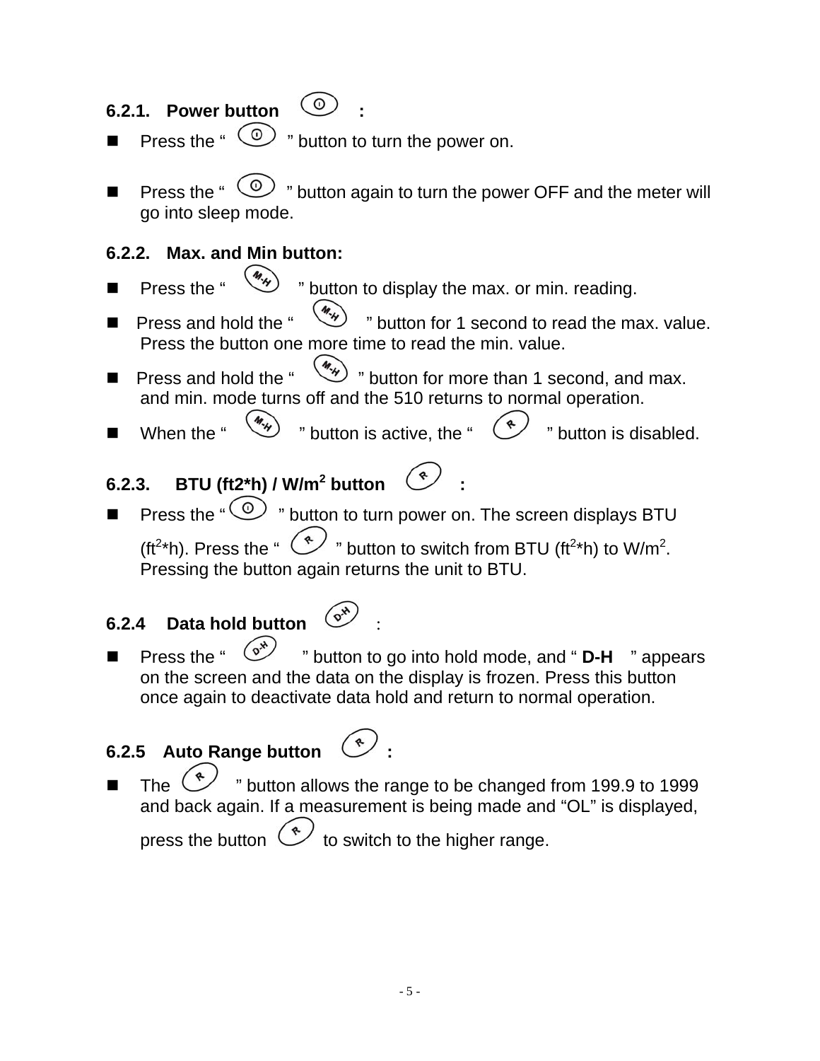### 6.2.1. Power button ⓘ :

- Press the " ⓘ " button to turn the power on.
- Press the " ⓘ " button again to turn the power OFF and the meter will go into sleep mode.

### 6.2.2. Max. and Min button:

- Press the " M-H " button to display the max. or min. reading.
- Press and hold the " M-H " button for 1 second to read the max. value. Press the button one more time to read the min. value.
- Press and hold the " M-H " button for more than 1 second, and max. and min. mode turns off and the 510 returns to normal operation.
- When the " M-H " button is active, the " R " button is disabled.

### 6.2.3. BTU (ft2*h) / W/m$^2$ button R :

- Press the " ⓘ " button to turn power on. The screen displays BTU (ft$^2$*h). Press the " R " button to switch from BTU (ft$^2$*h) to W/m$^2$. Pressing the button again returns the unit to BTU.

### 6.2.4 Data hold button D-H :

- Press the " D-H " button to go into hold mode, and " **D-H** " appears on the screen and the data on the display is frozen. Press this button once again to deactivate data hold and return to normal operation.

### 6.2.5 Auto Range button R :

- The R " button allows the range to be changed from 199.9 to 1999 and back again. If a measurement is being made and "OL" is displayed, press the button R to switch to the higher range.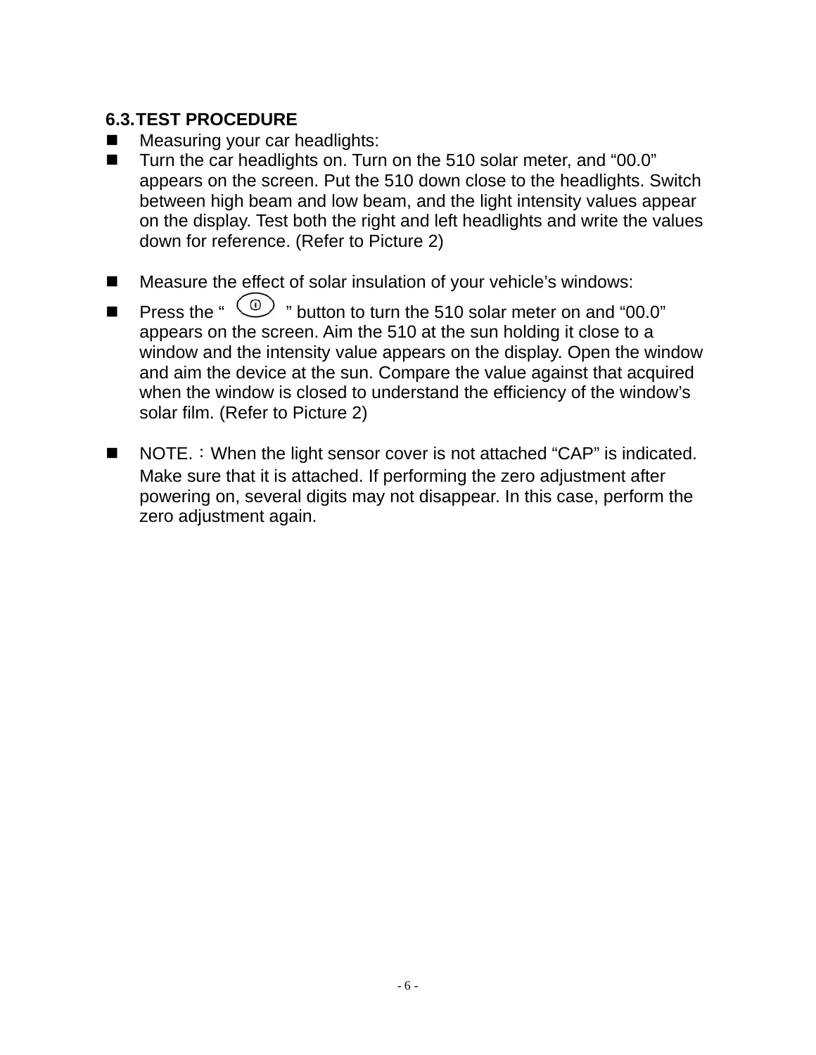### 6.3.TEST PROCEDURE

- Measuring your car headlights:
- Turn the car headlights on. Turn on the 510 solar meter, and “00.0” appears on the screen. Put the 510 down close to the headlights. Switch between high beam and low beam, and the light intensity values appear on the display. Test both the right and left headlights and write the values down for reference. (Refer to Picture 2)

- Measure the effect of solar insulation of your vehicle’s windows:
- Press the “ ” button to turn the 510 solar meter on and “00.0” appears on the screen. Aim the 510 at the sun holding it close to a window and the intensity value appears on the display. Open the window and aim the device at the sun. Compare the value against that acquired when the window is closed to understand the efficiency of the window’s solar film. (Refer to Picture 2)

- NOTE.：When the light sensor cover is not attached “CAP” is indicated. Make sure that it is attached. If performing the zero adjustment after powering on, several digits may not disappear. In this case, perform the zero adjustment again.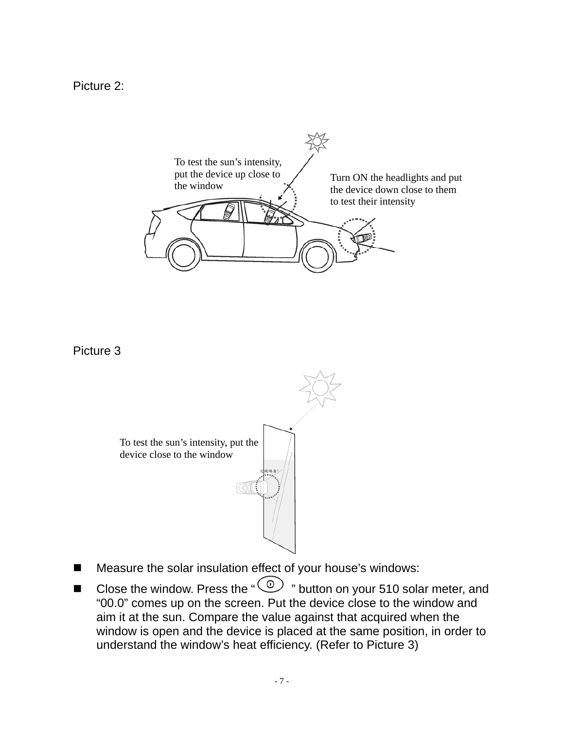Picture 2:

To test the sun’s intensity, put the device up close to the window

Turn ON the headlights and put the device down close to them to test their intensity

Picture 3

To test the sun’s intensity, put the device close to the window

- Measure the solar insulation effect of your house’s windows:
- Close the window. Press the “ ” button on your 510 solar meter, and “00.0” comes up on the screen. Put the device close to the window and aim it at the sun. Compare the value against that acquired when the window is open and the device is placed at the same position, in order to understand the window’s heat efficiency. (Refer to Picture 3)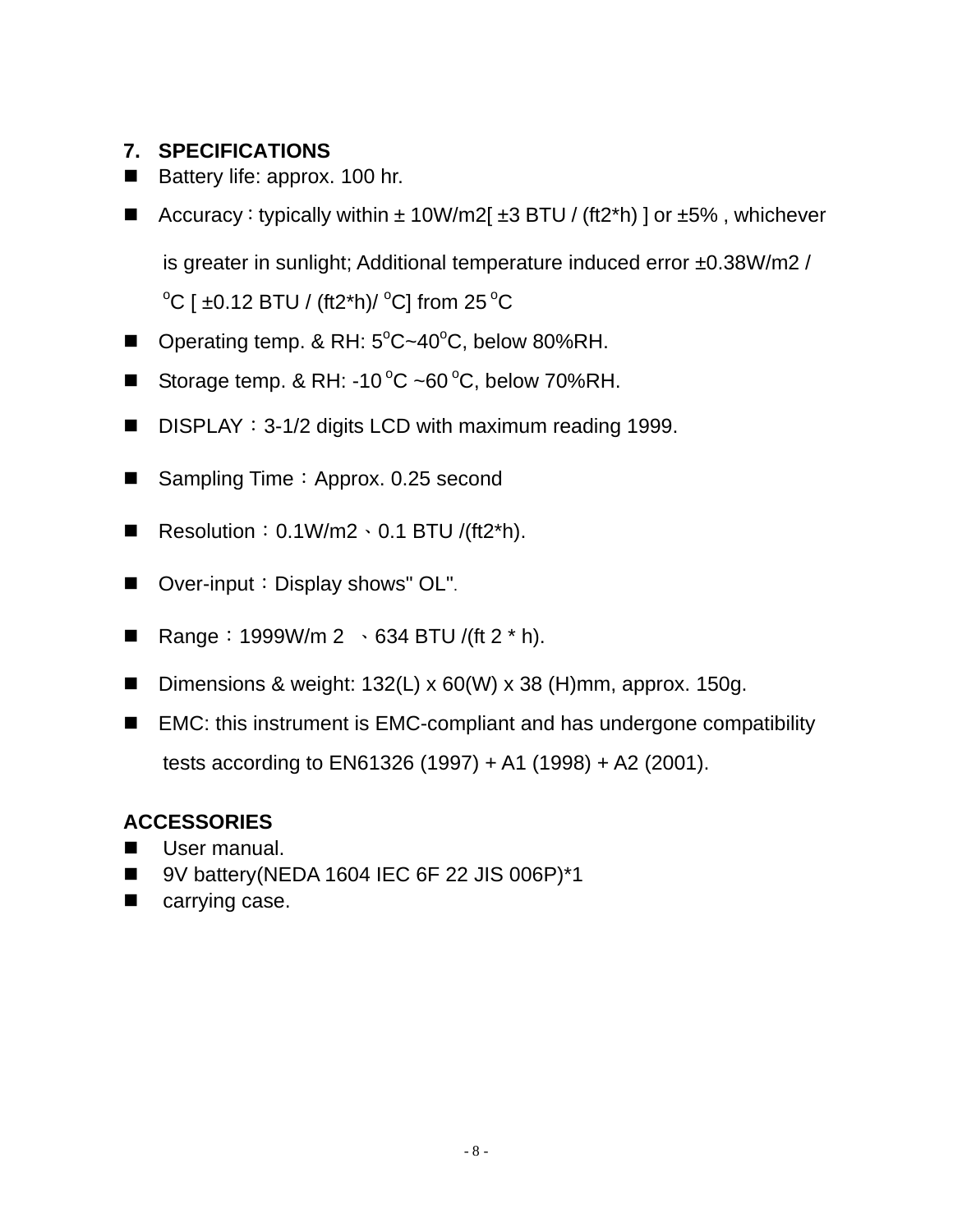## 7. SPECIFICATIONS

- Battery life: approx. 100 hr.
- Accuracy：typically within ± 10W/m2[ ±3 BTU / (ft2*h) ] or ±5% , whichever is greater in sunlight; Additional temperature induced error ±0.38W/m2 / $^{o}$C [ ±0.12 BTU / (ft2*h)/ $^{o}$C] from 25 $^{o}$C
- Operating temp. & RH: 5$^{o}$C~40$^{o}$C, below 80%RH.
- Storage temp. & RH: -10 $^{o}$C ~60 $^{o}$C, below 70%RH.
- DISPLAY：3-1/2 digits LCD with maximum reading 1999.
- Sampling Time：Approx. 0.25 second
- Resolution：0.1W/m2、0.1 BTU /(ft2*h).
- Over-input：Display shows" OL".
- Range：1999W/m 2 、634 BTU /(ft 2 * h).
- Dimensions & weight: 132(L) x 60(W) x 38 (H)mm, approx. 150g.
- EMC: this instrument is EMC-compliant and has undergone compatibility tests according to EN61326 (1997) + A1 (1998) + A2 (2001).

## ACCESSORIES

- User manual.
- 9V battery(NEDA 1604 IEC 6F 22 JIS 006P)*1
- carrying case.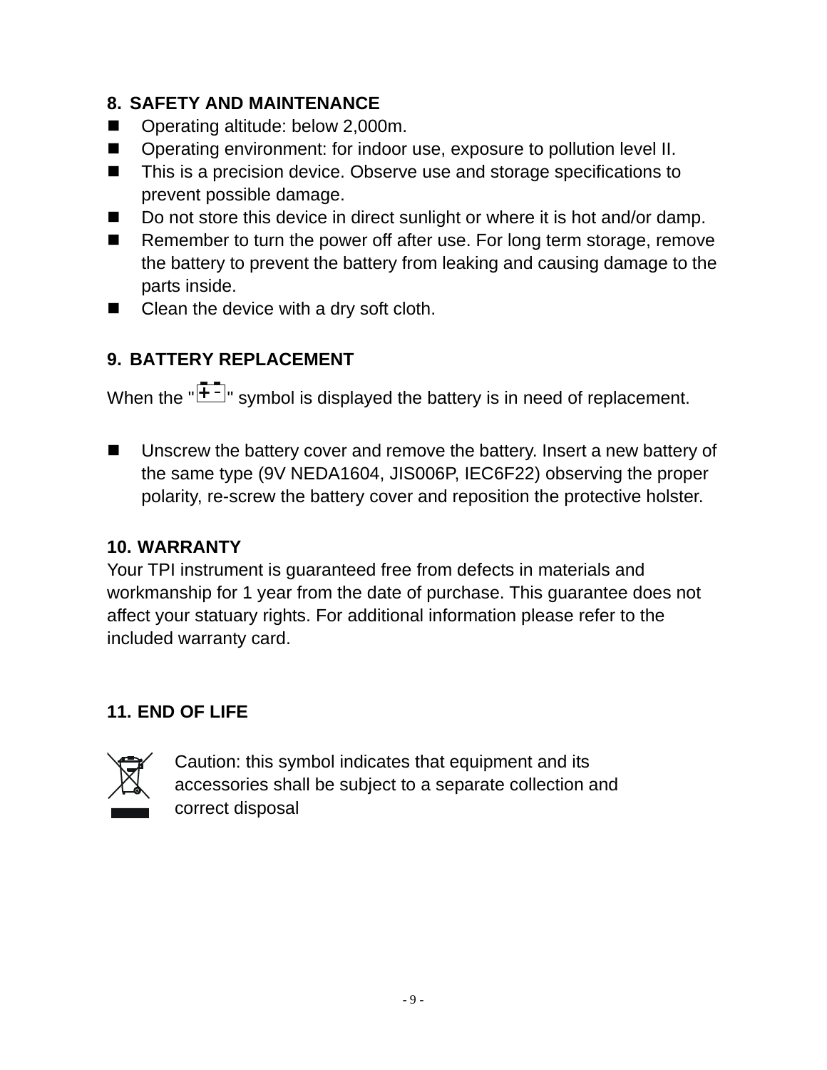## 8. SAFETY AND MAINTENANCE

- Operating altitude: below 2,000m.
- Operating environment: for indoor use, exposure to pollution level II.
- This is a precision device. Observe use and storage specifications to prevent possible damage.
- Do not store this device in direct sunlight or where it is hot and/or damp.
- Remember to turn the power off after use. For long term storage, remove the battery to prevent the battery from leaking and causing damage to the parts inside.
- Clean the device with a dry soft cloth.

## 9. BATTERY REPLACEMENT

When the "+ -" symbol is displayed the battery is in need of replacement.

- Unscrew the battery cover and remove the battery. Insert a new battery of the same type (9V NEDA1604, JIS006P, IEC6F22) observing the proper polarity, re-screw the battery cover and reposition the protective holster.

## 10. WARRANTY

Your TPI instrument is guaranteed free from defects in materials and workmanship for 1 year from the date of purchase. This guarantee does not affect your statuary rights. For additional information please refer to the included warranty card.

## 11. END OF LIFE

Caution: this symbol indicates that equipment and its accessories shall be subject to a separate collection and correct disposal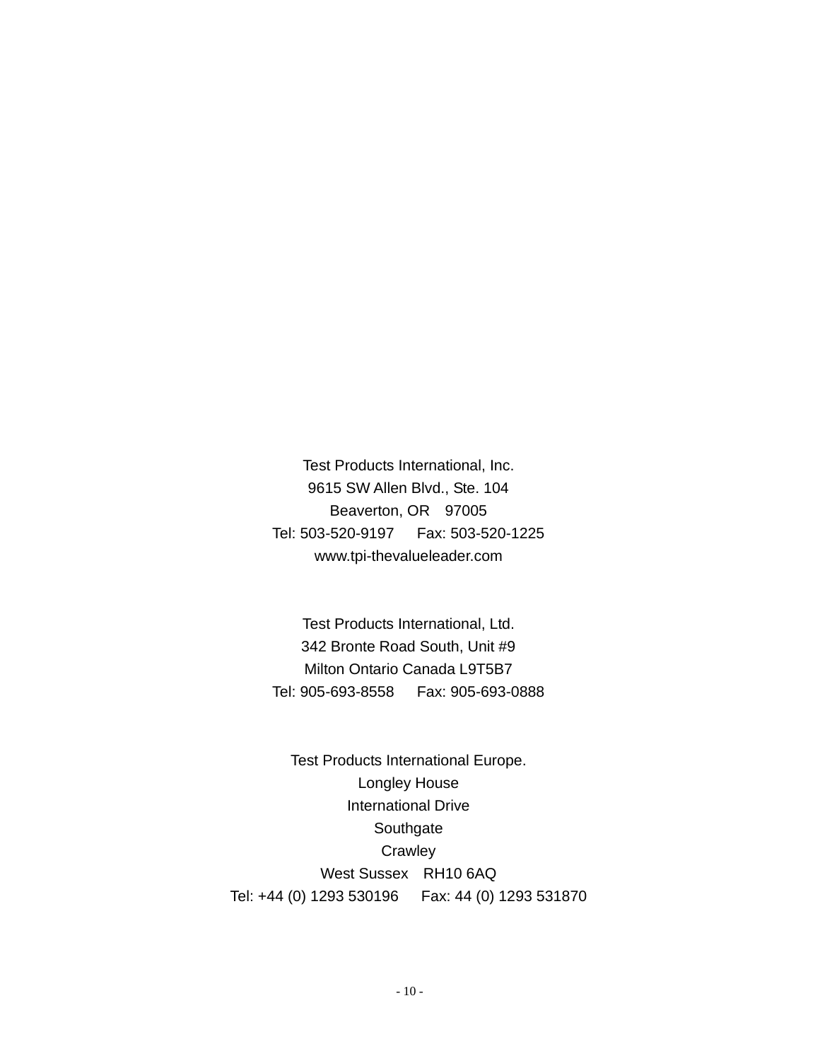Test Products International, Inc.
9615 SW Allen Blvd., Ste. 104
Beaverton, OR 97005
Tel: 503-520-9197 Fax: 503-520-1225
www.tpi-thevalueleader.com

Test Products International, Ltd.
342 Bronte Road South, Unit #9
Milton Ontario Canada L9T5B7
Tel: 905-693-8558 Fax: 905-693-0888

Test Products International Europe.
Longley House
International Drive
Southgate
Crawley
West Sussex RH10 6AQ
Tel: +44 (0) 1293 530196 Fax: 44 (0) 1293 531870